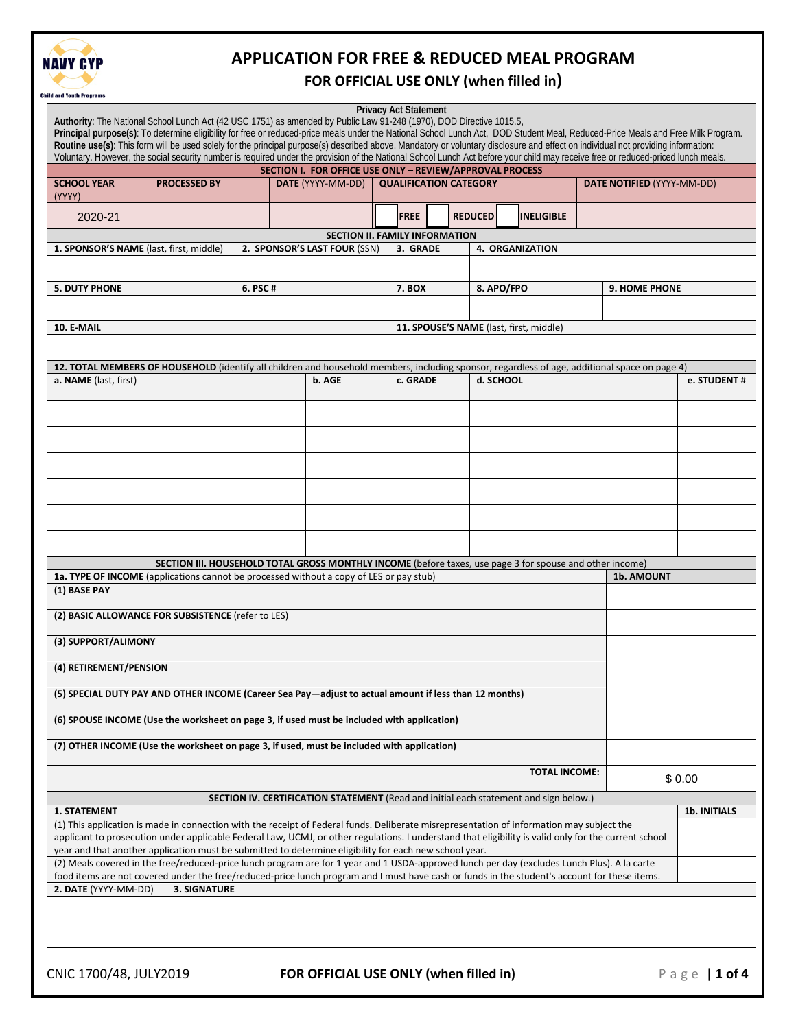NAVY CYP

Child and Youth Programs

# APPLICATION FOR FREE & REDUCED MEAL PROGRAM

## FOR OFFICIAL USE ONLY (when filled in)

**Privacy Act Statement**

**Authority**: The National School Lunch Act (42 USC 1751) as amended by Public Law 91-248 (1970), DOD Directive 1015.5,
**Principal purpose(s)**: To determine eligibility for free or reduced-price meals under the National School Lunch Act, DOD Student Meal, Reduced-Price Meals and Free Milk Program.
**Routine use(s)**: This form will be used solely for the principal purpose(s) described above. Mandatory or voluntary disclosure and effect on individual not providing information: Voluntary. However, the social security number is required under the provision of the National School Lunch Act before your child may receive free or reduced-priced lunch meals.

**SECTION I. FOR OFFICE USE ONLY – REVIEW/APPROVAL PROCESS**

| SCHOOL YEAR (YYYY) | PROCESSED BY | DATE (YYYY-MM-DD) | QUALIFICATION CATEGORY | DATE NOTIFIED (YYYY-MM-DD) |
|---|---|---|---|---|
| 2020-21 | | | ☐ FREE ☐ REDUCED ☐ INELIGIBLE | |

**SECTION II. FAMILY INFORMATION**

| 1. SPONSOR'S NAME (last, first, middle) | 2. SPONSOR'S LAST FOUR (SSN) | 3. GRADE | 4. ORGANIZATION | |
|---|---|---|---|---|
| | | | | |
| **5. DUTY PHONE** | **6. PSC #** | **7. BOX** | **8. APO/FPO** | **9. HOME PHONE** |
| | | | | |
| **10. E-MAIL** | | **11. SPOUSE'S NAME** (last, first, middle) | | |
| | | | | |

**12. TOTAL MEMBERS OF HOUSEHOLD** (identify all children and household members, including sponsor, regardless of age, additional space on page 4)

| a. NAME (last, first) | b. AGE | c. GRADE | d. SCHOOL | e. STUDENT # |
|---|---|---|---|---|
| | | | | |
| | | | | |
| | | | | |
| | | | | |
| | | | | |
| | | | | |

**SECTION III. HOUSEHOLD TOTAL GROSS MONTHLY INCOME** (before taxes, use page 3 for spouse and other income)

| 1a. TYPE OF INCOME (applications cannot be processed without a copy of LES or pay stub) | 1b. AMOUNT |
|---|---|
| **(1) BASE PAY** | |
| **(2) BASIC ALLOWANCE FOR SUBSISTENCE** (refer to LES) | |
| **(3) SUPPORT/ALIMONY** | |
| **(4) RETIREMENT/PENSION** | |
| **(5) SPECIAL DUTY PAY AND OTHER INCOME (Career Sea Pay—adjust to actual amount if less than 12 months)** | |
| **(6) SPOUSE INCOME (Use the worksheet on page 3, if used must be included with application)** | |
| **(7) OTHER INCOME (Use the worksheet on page 3, if used, must be included with application)** | |
| **TOTAL INCOME:** | $ 0.00 |

**SECTION IV. CERTIFICATION STATEMENT** (Read and initial each statement and sign below.)

| 1. STATEMENT | 1b. INITIALS |
|---|---|
| (1) This application is made in connection with the receipt of Federal funds. Deliberate misrepresentation of information may subject the applicant to prosecution under applicable Federal Law, UCMJ, or other regulations. I understand that eligibility is valid only for the current school year and that another application must be submitted to determine eligibility for each new school year. | |
| (2) Meals covered in the free/reduced-price lunch program are for 1 year and 1 USDA-approved lunch per day (excludes Lunch Plus). A la carte food items are not covered under the free/reduced-price lunch program and I must have cash or funds in the student's account for these items. | |

| 2. DATE (YYYY-MM-DD) | 3. SIGNATURE |
|---|---|
| | |

CNIC 1700/48, JULY2019

FOR OFFICIAL USE ONLY (when filled in)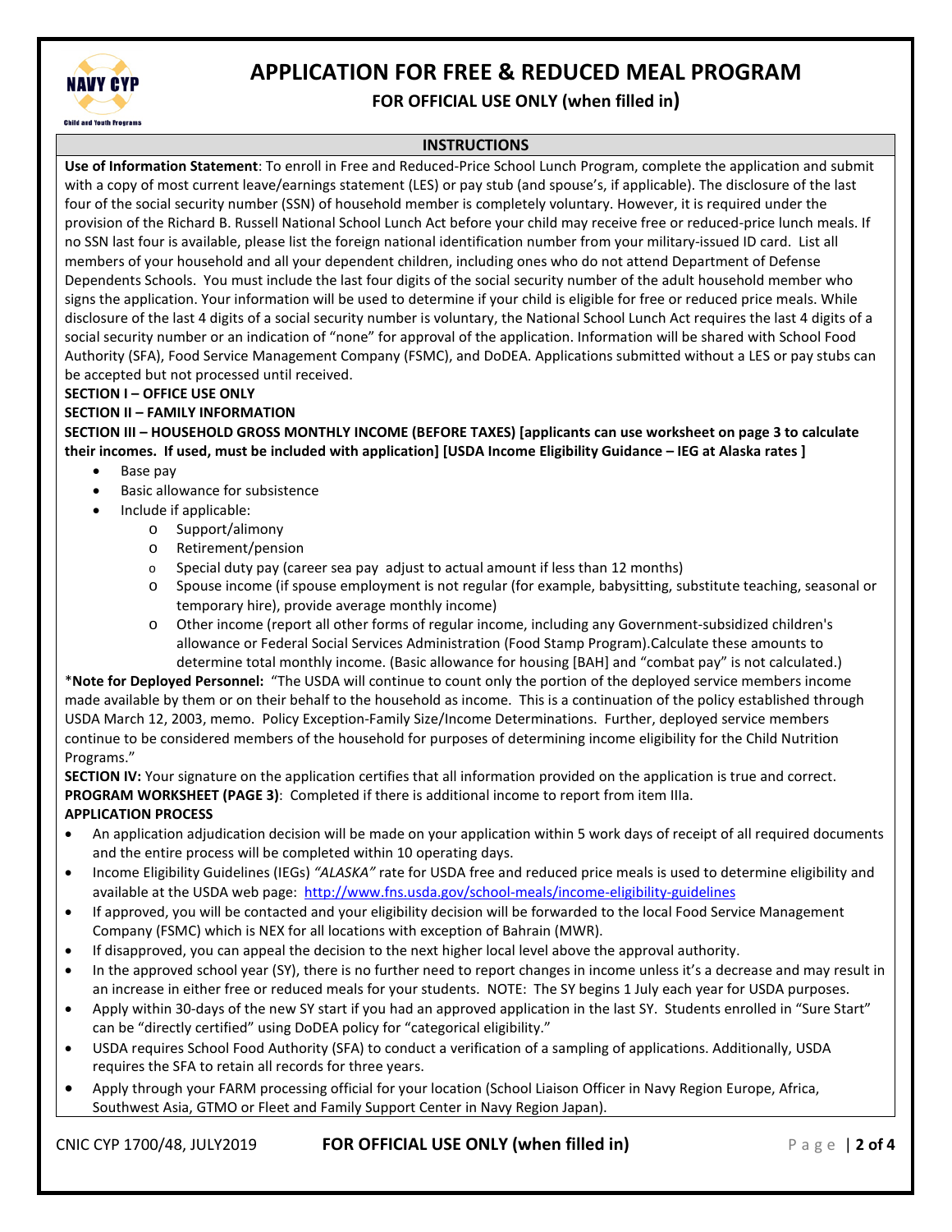# APPLICATION FOR FREE & REDUCED MEAL PROGRAM

**FOR OFFICIAL USE ONLY (when filled in)**

## INSTRUCTIONS

**Use of Information Statement**: To enroll in Free and Reduced-Price School Lunch Program, complete the application and submit with a copy of most current leave/earnings statement (LES) or pay stub (and spouse's, if applicable). The disclosure of the last four of the social security number (SSN) of household member is completely voluntary. However, it is required under the provision of the Richard B. Russell National School Lunch Act before your child may receive free or reduced-price lunch meals. If no SSN last four is available, please list the foreign national identification number from your military-issued ID card. List all members of your household and all your dependent children, including ones who do not attend Department of Defense Dependents Schools. You must include the last four digits of the social security number of the adult household member who signs the application. Your information will be used to determine if your child is eligible for free or reduced price meals. While disclosure of the last 4 digits of a social security number is voluntary, the National School Lunch Act requires the last 4 digits of a social security number or an indication of "none" for approval of the application. Information will be shared with School Food Authority (SFA), Food Service Management Company (FSMC), and DoDEA. Applications submitted without a LES or pay stubs can be accepted but not processed until received.

**SECTION I – OFFICE USE ONLY**

**SECTION II – FAMILY INFORMATION**

**SECTION III – HOUSEHOLD GROSS MONTHLY INCOME (BEFORE TAXES) [applicants can use worksheet on page 3 to calculate their incomes. If used, must be included with application] [USDA Income Eligibility Guidance – IEG at Alaska rates ]**

- Base pay
- Basic allowance for subsistence
- Include if applicable:
  - Support/alimony
  - Retirement/pension
  - Special duty pay (career sea pay adjust to actual amount if less than 12 months)
  - Spouse income (if spouse employment is not regular (for example, babysitting, substitute teaching, seasonal or temporary hire), provide average monthly income)
  - Other income (report all other forms of regular income, including any Government-subsidized children's allowance or Federal Social Services Administration (Food Stamp Program).Calculate these amounts to determine total monthly income. (Basic allowance for housing [BAH] and "combat pay" is not calculated.)

\***Note for Deployed Personnel:** "The USDA will continue to count only the portion of the deployed service members income made available by them or on their behalf to the household as income. This is a continuation of the policy established through USDA March 12, 2003, memo. Policy Exception-Family Size/Income Determinations. Further, deployed service members continue to be considered members of the household for purposes of determining income eligibility for the Child Nutrition Programs."

**SECTION IV:** Your signature on the application certifies that all information provided on the application is true and correct.

**PROGRAM WORKSHEET (PAGE 3)**: Completed if there is additional income to report from item IIIa.

**APPLICATION PROCESS**

- An application adjudication decision will be made on your application within 5 work days of receipt of all required documents and the entire process will be completed within 10 operating days.
- Income Eligibility Guidelines (IEGs) *"ALASKA"* rate for USDA free and reduced price meals is used to determine eligibility and available at the USDA web page: http://www.fns.usda.gov/school-meals/income-eligibility-guidelines
- If approved, you will be contacted and your eligibility decision will be forwarded to the local Food Service Management Company (FSMC) which is NEX for all locations with exception of Bahrain (MWR).
- If disapproved, you can appeal the decision to the next higher local level above the approval authority.
- In the approved school year (SY), there is no further need to report changes in income unless it's a decrease and may result in an increase in either free or reduced meals for your students. NOTE: The SY begins 1 July each year for USDA purposes.
- Apply within 30-days of the new SY start if you had an approved application in the last SY. Students enrolled in "Sure Start" can be "directly certified" using DoDEA policy for "categorical eligibility."
- USDA requires School Food Authority (SFA) to conduct a verification of a sampling of applications. Additionally, USDA requires the SFA to retain all records for three years.
- Apply through your FARM processing official for your location (School Liaison Officer in Navy Region Europe, Africa, Southwest Asia, GTMO or Fleet and Family Support Center in Navy Region Japan).

CNIC CYP 1700/48, JULY2019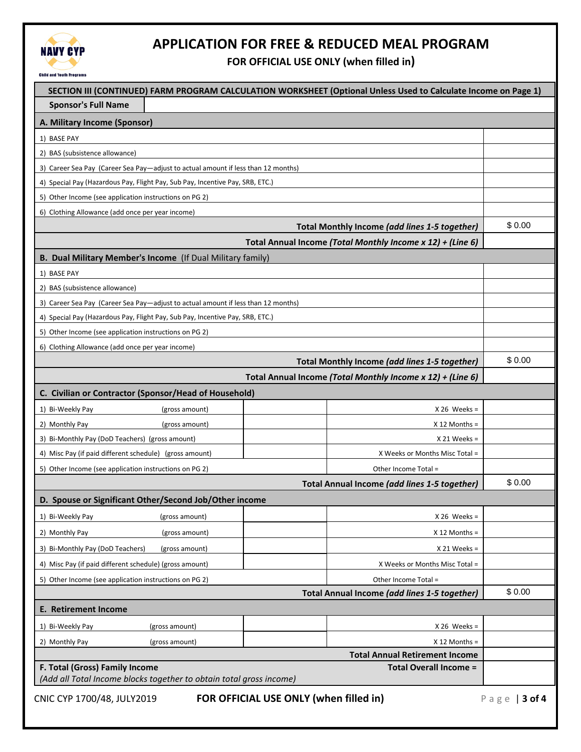# APPLICATION FOR FREE & REDUCED MEAL PROGRAM

**FOR OFFICIAL USE ONLY (when filled in)**

## SECTION III (CONTINUED) FARM PROGRAM CALCULATION WORKSHEET (Optional Unless Used to Calculate Income on Page 1)

| **Sponsor's Full Name** | |
|---|---|

### A. Military Income (Sponsor)

| Item | Amount |
|---|---|
| 1) BASE PAY | |
| 2) BAS (subsistence allowance) | |
| 3) Career Sea Pay (Career Sea Pay—adjust to actual amount if less than 12 months) | |
| 4) Special Pay (Hazardous Pay, Flight Pay, Sub Pay, Incentive Pay, SRB, ETC.) | |
| 5) Other Income (see application instructions on PG 2) | |
| 6) Clothing Allowance (add once per year income) | |
| **Total Monthly Income** ***(add lines 1-5 together)*** | $ 0.00 |
| **Total Annual Income** ***(Total Monthly Income x 12) + (Line 6)*** | |

### B. Dual Military Member's Income (If Dual Military family)

| Item | Amount |
|---|---|
| 1) BASE PAY | |
| 2) BAS (subsistence allowance) | |
| 3) Career Sea Pay (Career Sea Pay—adjust to actual amount if less than 12 months) | |
| 4) Special Pay (Hazardous Pay, Flight Pay, Sub Pay, Incentive Pay, SRB, ETC.) | |
| 5) Other Income (see application instructions on PG 2) | |
| 6) Clothing Allowance (add once per year income) | |
| **Total Monthly Income** ***(add lines 1-5 together)*** | $ 0.00 |
| **Total Annual Income** ***(Total Monthly Income x 12) + (Line 6)*** | |

### C. Civilian or Contractor (Sponsor/Head of Household)

| Item | Gross Amount | Calculation | Total |
|---|---|---|---|
| 1) Bi-Weekly Pay (gross amount) | | X 26 Weeks = | |
| 2) Monthly Pay (gross amount) | | X 12 Months = | |
| 3) Bi-Monthly Pay (DoD Teachers) (gross amount) | | X 21 Weeks = | |
| 4) Misc Pay (if paid different schedule) (gross amount) | | X Weeks or Months Misc Total = | |
| 5) Other Income (see application instructions on PG 2) | | Other Income Total = | |
| | | **Total Annual Income** ***(add lines 1-5 together)*** | $ 0.00 |

### D. Spouse or Significant Other/Second Job/Other income

| Item | Gross Amount | Calculation | Total |
|---|---|---|---|
| 1) Bi-Weekly Pay (gross amount) | | X 26 Weeks = | |
| 2) Monthly Pay (gross amount) | | X 12 Months = | |
| 3) Bi-Monthly Pay (DoD Teachers) (gross amount) | | X 21 Weeks = | |
| 4) Misc Pay (if paid different schedule) (gross amount) | | X Weeks or Months Misc Total = | |
| 5) Other Income (see application instructions on PG 2) | | Other Income Total = | |
| | | **Total Annual Income** ***(add lines 1-5 together)*** | $ 0.00 |

### E. Retirement Income

| Item | Gross Amount | Calculation | Total |
|---|---|---|---|
| 1) Bi-Weekly Pay (gross amount) | | X 26 Weeks = | |
| 2) Monthly Pay (gross amount) | | X 12 Months = | |
| | | **Total Annual Retirement Income** | |

### F. Total (Gross) Family Income

*(Add all Total Income blocks together to obtain total gross income)*

| | |
|---|---|
| **Total Overall Income =** | |

CNIC CYP 1700/48, JULY2019

**FOR OFFICIAL USE ONLY (when filled in)**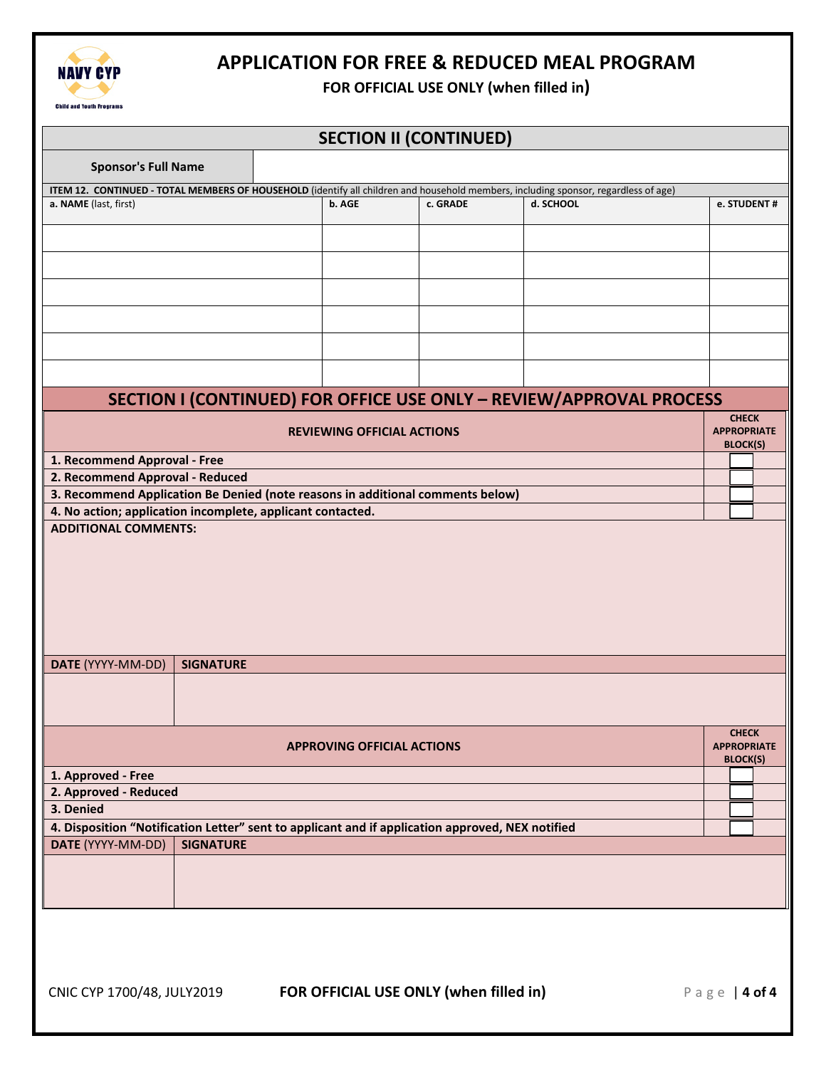# APPLICATION FOR FREE & REDUCED MEAL PROGRAM

**FOR OFFICIAL USE ONLY (when filled in)**

## SECTION II (CONTINUED)

| **Sponsor's Full Name** | |
|---|---|

**ITEM 12. CONTINUED - TOTAL MEMBERS OF HOUSEHOLD** (identify all children and household members, including sponsor, regardless of age)

| **a. NAME** (last, first) | **b. AGE** | **c. GRADE** | **d. SCHOOL** | **e. STUDENT #** |
|---|---|---|---|---|
| | | | | |
| | | | | |
| | | | | |
| | | | | |
| | | | | |
| | | | | |

## SECTION I (CONTINUED) FOR OFFICE USE ONLY – REVIEW/APPROVAL PROCESS

| **REVIEWING OFFICIAL ACTIONS** | **CHECK APPROPRIATE BLOCK(S)** |
|---|---|
| **1. Recommend Approval - Free** | ☐ |
| **2. Recommend Approval - Reduced** | ☐ |
| **3. Recommend Application Be Denied (note reasons in additional comments below)** | ☐ |
| **4. No action; application incomplete, applicant contacted.** | ☐ |

**ADDITIONAL COMMENTS:**

| **DATE** (YYYY-MM-DD) | **SIGNATURE** |
|---|---|
| | |

| **APPROVING OFFICIAL ACTIONS** | **CHECK APPROPRIATE BLOCK(S)** |
|---|---|
| **1. Approved - Free** | ☐ |
| **2. Approved - Reduced** | ☐ |
| **3. Denied** | ☐ |
| **4. Disposition "Notification Letter" sent to applicant and if application approved, NEX notified** | ☐ |

| **DATE** (YYYY-MM-DD) | **SIGNATURE** |
|---|---|
| | |

CNIC CYP 1700/48, JULY2019

**FOR OFFICIAL USE ONLY (when filled in)**